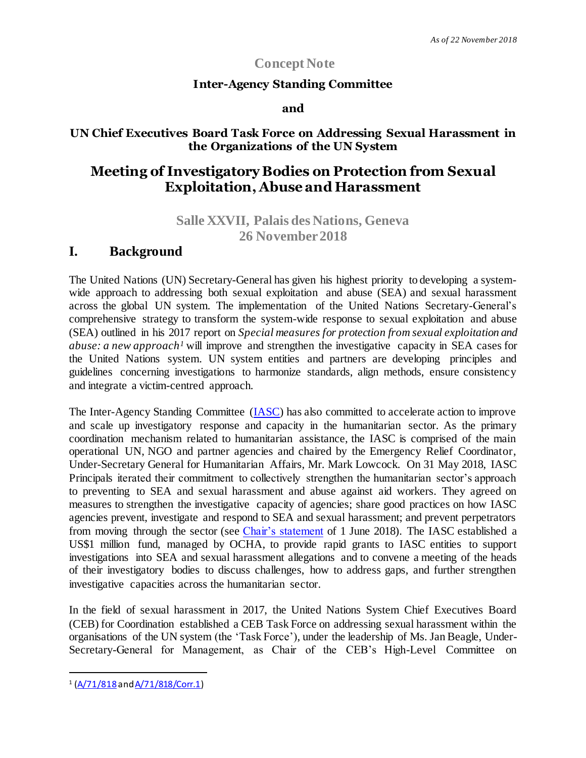*As of 22 November 2018*

**Concept Note**

**Inter-Agency Standing Committee**

**and**

**UN Chief Executives Board Task Force on Addressing Sexual Harassment in the Organizations of the UN System**

# Meeting of Investigatory Bodies on Protection from Sexual Exploitation, Abuse and Harassment

**Salle XXVII, Palais des Nations, Geneva**
**26 November 2018**

## I. Background

The United Nations (UN) Secretary-General has given his highest priority to developing a system-wide approach to addressing both sexual exploitation and abuse (SEA) and sexual harassment across the global UN system. The implementation of the United Nations Secretary-General's comprehensive strategy to transform the system-wide response to sexual exploitation and abuse (SEA) outlined in his 2017 report on *Special measures for protection from sexual exploitation and abuse: a new approach*[1] will improve and strengthen the investigative capacity in SEA cases for the United Nations system. UN system entities and partners are developing principles and guidelines concerning investigations to harmonize standards, align methods, ensure consistency and integrate a victim-centred approach.

The Inter-Agency Standing Committee (IASC) has also committed to accelerate action to improve and scale up investigatory response and capacity in the humanitarian sector. As the primary coordination mechanism related to humanitarian assistance, the IASC is comprised of the main operational UN, NGO and partner agencies and chaired by the Emergency Relief Coordinator, Under-Secretary General for Humanitarian Affairs, Mr. Mark Lowcock. On 31 May 2018, IASC Principals iterated their commitment to collectively strengthen the humanitarian sector's approach to preventing to SEA and sexual harassment and abuse against aid workers. They agreed on measures to strengthen the investigative capacity of agencies; share good practices on how IASC agencies prevent, investigate and respond to SEA and sexual harassment; and prevent perpetrators from moving through the sector (see Chair's statement of 1 June 2018). The IASC established a US$1 million fund, managed by OCHA, to provide rapid grants to IASC entities to support investigations into SEA and sexual harassment allegations and to convene a meeting of the heads of their investigatory bodies to discuss challenges, how to address gaps, and further strengthen investigative capacities across the humanitarian sector.

In the field of sexual harassment in 2017, the United Nations System Chief Executives Board (CEB) for Coordination established a CEB Task Force on addressing sexual harassment within the organisations of the UN system (the 'Task Force'), under the leadership of Ms. Jan Beagle, Under-Secretary-General for Management, as Chair of the CEB's High-Level Committee on

---

[1] (A/71/818 and A/71/818/Corr.1)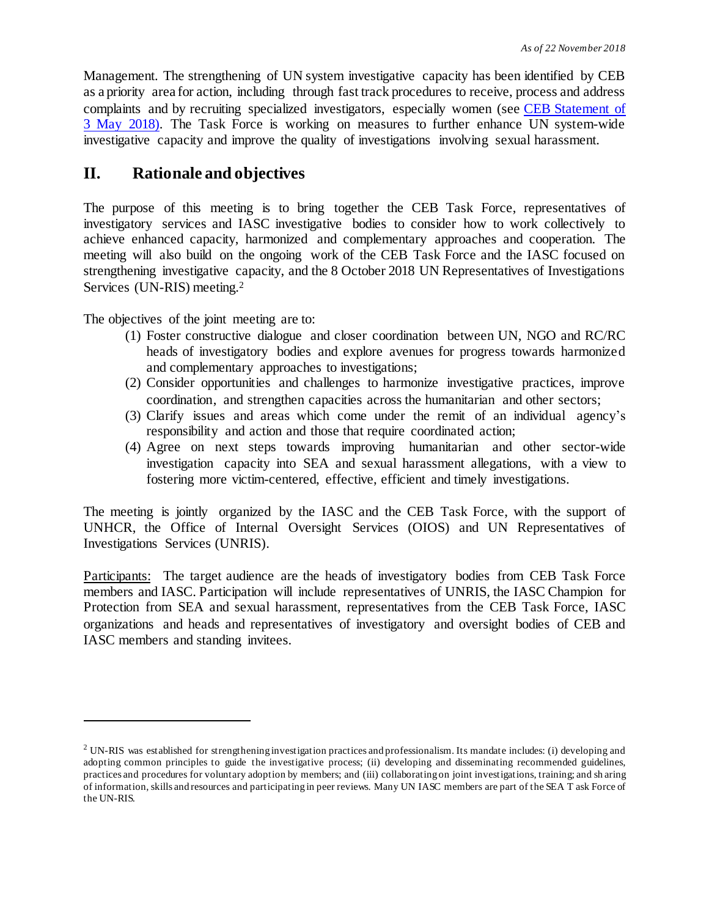Management. The strengthening of UN system investigative capacity has been identified by CEB as a priority area for action, including through fast track procedures to receive, process and address complaints and by recruiting specialized investigators, especially women (see [CEB Statement of 3 May 2018)](). The Task Force is working on measures to further enhance UN system-wide investigative capacity and improve the quality of investigations involving sexual harassment.

## II. Rationale and objectives

The purpose of this meeting is to bring together the CEB Task Force, representatives of investigatory services and IASC investigative bodies to consider how to work collectively to achieve enhanced capacity, harmonized and complementary approaches and cooperation. The meeting will also build on the ongoing work of the CEB Task Force and the IASC focused on strengthening investigative capacity, and the 8 October 2018 UN Representatives of Investigations Services (UN-RIS) meeting.[2]

The objectives of the joint meeting are to:

(1) Foster constructive dialogue and closer coordination between UN, NGO and RC/RC heads of investigatory bodies and explore avenues for progress towards harmonized and complementary approaches to investigations;
(2) Consider opportunities and challenges to harmonize investigative practices, improve coordination, and strengthen capacities across the humanitarian and other sectors;
(3) Clarify issues and areas which come under the remit of an individual agency's responsibility and action and those that require coordinated action;
(4) Agree on next steps towards improving humanitarian and other sector-wide investigation capacity into SEA and sexual harassment allegations, with a view to fostering more victim-centered, effective, efficient and timely investigations.

The meeting is jointly organized by the IASC and the CEB Task Force, with the support of UNHCR, the Office of Internal Oversight Services (OIOS) and UN Representatives of Investigations Services (UNRIS).

<u>Participants:</u> The target audience are the heads of investigatory bodies from CEB Task Force members and IASC. Participation will include representatives of UNRIS, the IASC Champion for Protection from SEA and sexual harassment, representatives from the CEB Task Force, IASC organizations and heads and representatives of investigatory and oversight bodies of CEB and IASC members and standing invitees.

---

[2] UN-RIS was established for strengthening investigation practices and professionalism. Its mandate includes: (i) developing and adopting common principles to guide the investigative process; (ii) developing and disseminating recommended guidelines, practices and procedures for voluntary adoption by members; and (iii) collaborating on joint investigations, training; and sharing of information, skills and resources and participating in peer reviews. Many UN IASC members are part of the SEA Task Force of the UN-RIS.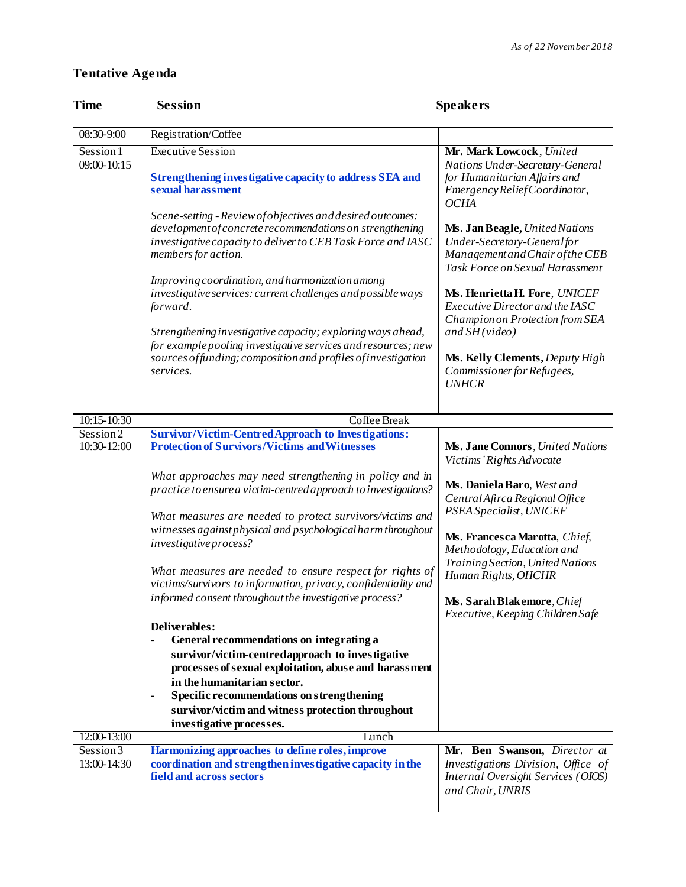*As of 22 November 2018*

## Tentative Agenda

| Time | Session | Speakers |
|---|---|---|
| 08:30-9:00 | Registration/Coffee | |
| Session 1<br>09:00-10:15 | Executive Session<br><br>**Strengthening investigative capacity to address SEA and sexual harassment**<br><br>*Scene-setting - Review of objectives and desired outcomes: development of concrete recommendations on strengthening investigative capacity to deliver to CEB Task Force and IASC members for action.*<br><br>*Improving coordination, and harmonization among investigative services: current challenges and possible ways forward.*<br><br>*Strengthening investigative capacity; exploring ways ahead, for example pooling investigative services and resources; new sources of funding; composition and profiles of investigation services.* | **Mr. Mark Lowcock**, *United Nations Under-Secretary-General for Humanitarian Affairs and Emergency Relief Coordinator, OCHA*<br><br>**Ms. Jan Beagle,** *United Nations Under-Secretary-General for Management and Chair of the CEB Task Force on Sexual Harassment*<br><br>**Ms. Henrietta H. Fore**, *UNICEF Executive Director and the IASC Champion on Protection from SEA and SH (video)*<br><br>**Ms. Kelly Clements,** *Deputy High Commissioner for Refugees, UNHCR* |
| 10:15-10:30 | Coffee Break | |
| Session 2<br>10:30-12:00 | **Survivor/Victim-Centred Approach to Investigations: Protection of Survivors/Victims and Witnesses**<br><br>*What approaches may need strengthening in policy and in practice to ensure a victim-centred approach to investigations?*<br><br>*What measures are needed to protect survivors/victims and witnesses against physical and psychological harm throughout investigative process?*<br><br>*What measures are needed to ensure respect for rights of victims/survivors to information, privacy, confidentiality and informed consent throughout the investigative process?*<br><br>**Deliverables:**<br>- **General recommendations on integrating a survivor/victim-centred approach to investigative processes of sexual exploitation, abuse and harassment in the humanitarian sector.**<br>- **Specific recommendations on strengthening survivor/victim and witness protection throughout investigative processes.** | **Ms. Jane Connors**, *United Nations Victims' Rights Advocate*<br><br>**Ms. Daniela Baro**, *West and Central Afirca Regional Office PSEA Specialist, UNICEF*<br><br>**Ms. Francesca Marotta**, *Chief, Methodology, Education and Training Section, United Nations Human Rights, OHCHR*<br><br>**Ms. Sarah Blakemore**, *Chief Executive, Keeping Children Safe* |
| 12:00-13:00 | Lunch | |
| Session 3<br>13:00-14:30 | **Harmonizing approaches to define roles, improve coordination and strengthen investigative capacity in the field and across sectors** | **Mr. Ben Swanson,** *Director at Investigations Division, Office of Internal Oversight Services (OIOS) and Chair, UNRIS* |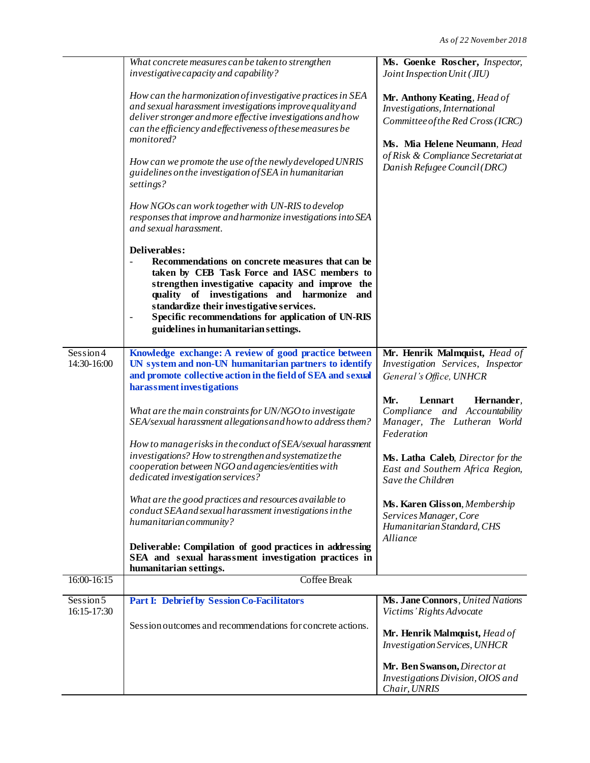*As of 22 November 2018*

| | | |
|---|---|---|
| | *What concrete measures can be taken to strengthen investigative capacity and capability?*<br><br>*How can the harmonization of investigative practices in SEA and sexual harassment investigations improve quality and deliver stronger and more effective investigations and how can the efficiency and effectiveness of these measures be monitored?*<br><br>*How can we promote the use of the newly developed UNRIS guidelines on the investigation of SEA in humanitarian settings?*<br><br>*How NGOs can work together with UN-RIS to develop responses that improve and harmonize investigations into SEA and sexual harassment.*<br><br>**Deliverables:**<br>- **Recommendations on concrete measures that can be taken by CEB Task Force and IASC members to strengthen investigative capacity and improve the quality of investigations and harmonize and standardize their investigative services.**<br>- **Specific recommendations for application of UN-RIS guidelines in humanitarian settings.** | **Ms. Goenke Roscher,** *Inspector, Joint Inspection Unit (JIU)*<br><br>**Mr. Anthony Keating**, *Head of Investigations, International Committee of the Red Cross (ICRC)*<br><br>**Ms. Mia Helene Neumann**, *Head of Risk & Compliance Secretariat at Danish Refugee Council (DRC)* |
| Session 4<br>14:30-16:00 | **Knowledge exchange: A review of good practice between UN system and non-UN humanitarian partners to identify and promote collective action in the field of SEA and sexual harassment investigations**<br><br>*What are the main constraints for UN/NGO to investigate SEA/sexual harassment allegations and how to address them?*<br><br>*How to manage risks in the conduct of SEA/sexual harassment investigations? How to strengthen and systematize the cooperation between NGO and agencies/entities with dedicated investigation services?*<br><br>*What are the good practices and resources available to conduct SEA and sexual harassment investigations in the humanitarian community?*<br><br>**Deliverable: Compilation of good practices in addressing SEA and sexual harassment investigation practices in humanitarian settings.** | **Mr. Henrik Malmquist,** *Head of Investigation Services, Inspector General's Office, UNHCR*<br><br>**Mr. Lennart Hernander**, *Compliance and Accountability Manager, The Lutheran World Federation*<br><br>**Ms. Latha Caleb**, *Director for the East and Southern Africa Region, Save the Children*<br><br>**Ms. Karen Glisson**, *Membership Services Manager, Core Humanitarian Standard, CHS Alliance* |
| 16:00-16:15 | Coffee Break | |
| Session 5<br>16:15-17:30 | **Part I: Debrief by Session Co-Facilitators**<br><br>Session outcomes and recommendations for concrete actions. | **Ms. Jane Connors**, *United Nations Victims' Rights Advocate*<br><br>**Mr. Henrik Malmquist,** *Head of Investigation Services, UNHCR*<br><br>**Mr. Ben Swanson,** *Director at Investigations Division, OIOS and Chair, UNRIS* |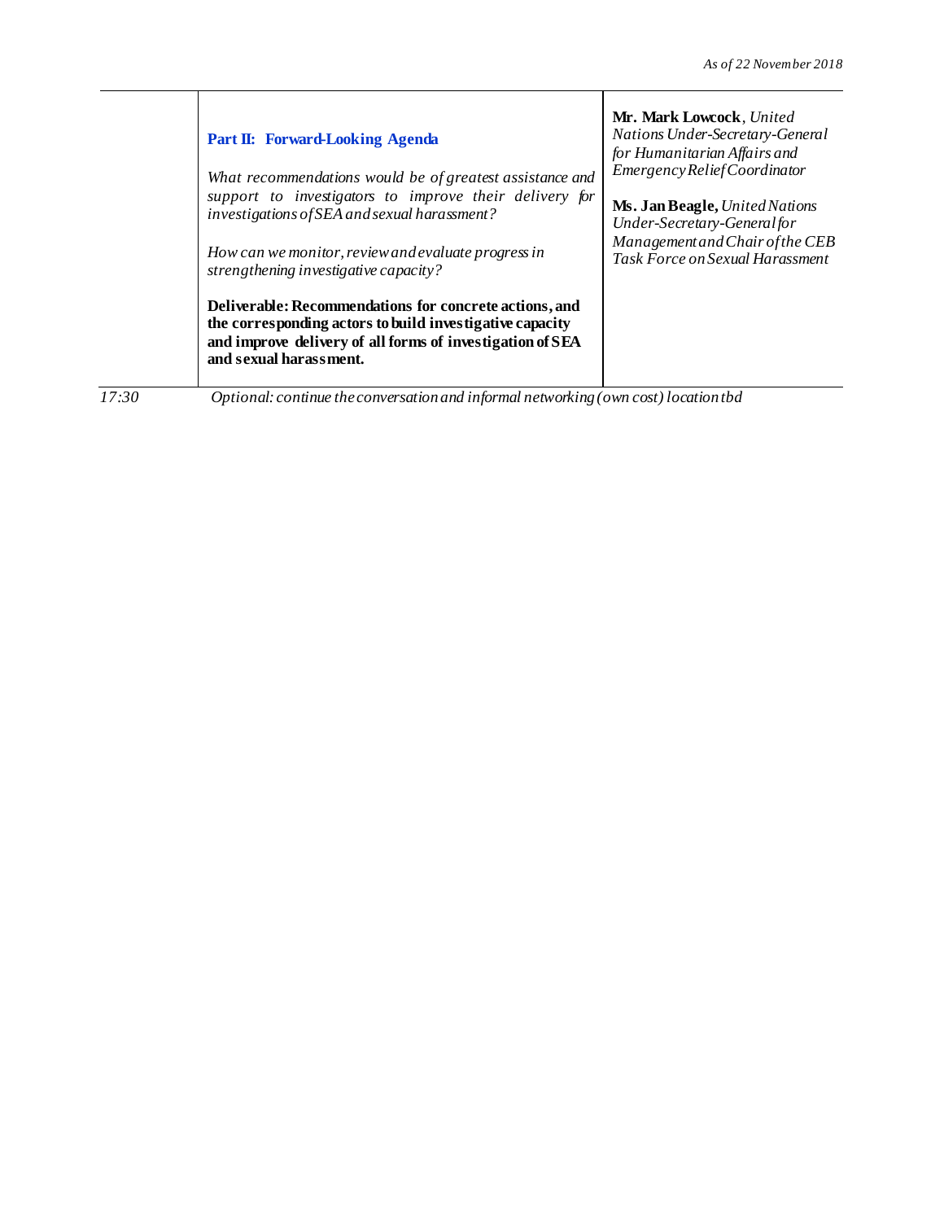| | | |
|---|---|---|
| | **Part II: Forward-Looking Agenda**<br><br>*What recommendations would be of greatest assistance and support to investigators to improve their delivery for investigations of SEA and sexual harassment?*<br><br>*How can we monitor, review and evaluate progress in strengthening investigative capacity?*<br><br>**Deliverable: Recommendations for concrete actions, and the corresponding actors to build investigative capacity and improve delivery of all forms of investigation of SEA and sexual harassment.** | **Mr. Mark Lowcock**, *United Nations Under-Secretary-General for Humanitarian Affairs and Emergency Relief Coordinator*<br><br>**Ms. Jan Beagle,** *United Nations Under-Secretary-General for Management and Chair of the CEB Task Force on Sexual Harassment* |
| *17:30* | *Optional: continue the conversation and informal networking (own cost) location tbd* | |